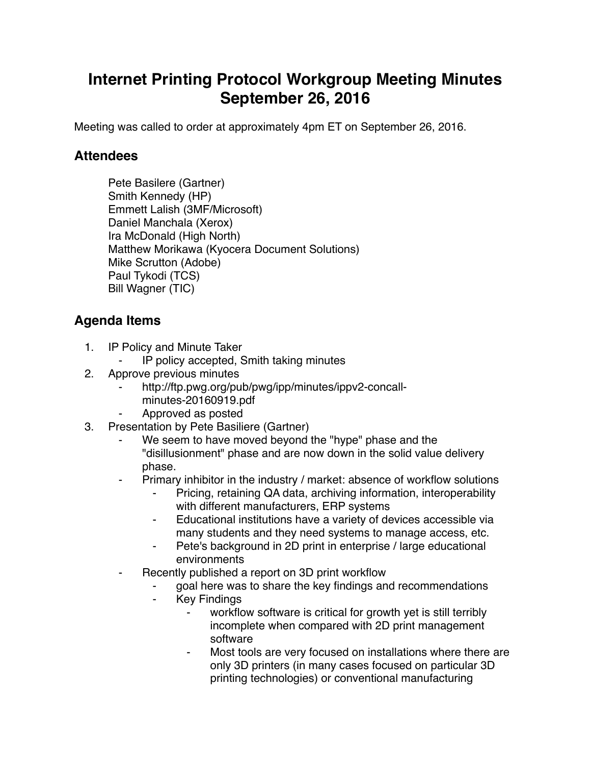# Internet Printing Protocol Workgroup Meeting Minutes September 26, 2016

Meeting was called to order at approximately 4pm ET on September 26, 2016.

## Attendees

Pete Basilere (Gartner)
Smith Kennedy (HP)
Emmett Lalish (3MF/Microsoft)
Daniel Manchala (Xerox)
Ira McDonald (High North)
Matthew Morikawa (Kyocera Document Solutions)
Mike Scrutton (Adobe)
Paul Tykodi (TCS)
Bill Wagner (TIC)

## Agenda Items

1. IP Policy and Minute Taker
    - IP policy accepted, Smith taking minutes
2. Approve previous minutes
    - http://ftp.pwg.org/pub/pwg/ipp/minutes/ippv2-concall-minutes-20160919.pdf
    - Approved as posted
3. Presentation by Pete Basiliere (Gartner)
    - We seem to have moved beyond the "hype" phase and the "disillusionment" phase and are now down in the solid value delivery phase.
    - Primary inhibitor in the industry / market: absence of workflow solutions
        - Pricing, retaining QA data, archiving information, interoperability with different manufacturers, ERP systems
        - Educational institutions have a variety of devices accessible via many students and they need systems to manage access, etc.
        - Pete's background in 2D print in enterprise / large educational environments
    - Recently published a report on 3D print workflow
        - goal here was to share the key findings and recommendations
        - Key Findings
            - workflow software is critical for growth yet is still terribly incomplete when compared with 2D print management software
            - Most tools are very focused on installations where there are only 3D printers (in many cases focused on particular 3D printing technologies) or conventional manufacturing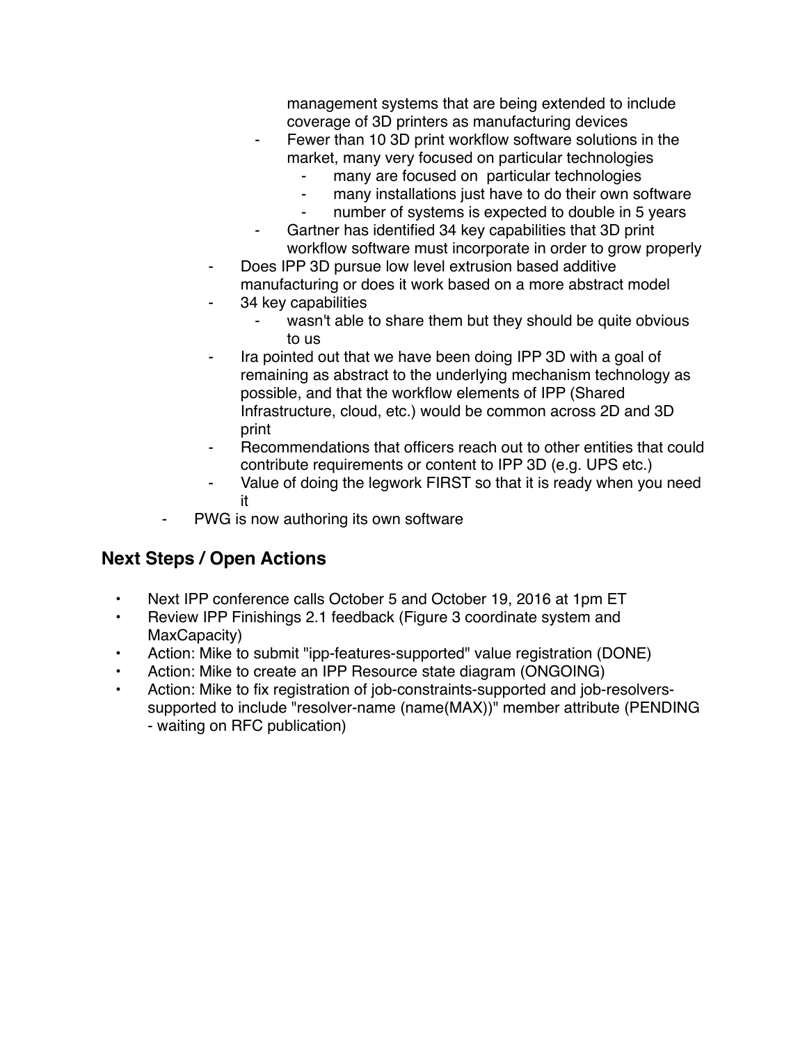management systems that are being extended to include coverage of 3D printers as manufacturing devices

            - Fewer than 10 3D print workflow software solutions in the market, many very focused on particular technologies
                - many are focused on particular technologies
                - many installations just have to do their own software
                - number of systems is expected to double in 5 years
            - Gartner has identified 34 key capabilities that 3D print workflow software must incorporate in order to grow properly
        - Does IPP 3D pursue low level extrusion based additive manufacturing or does it work based on a more abstract model
        - 34 key capabilities
            - wasn't able to share them but they should be quite obvious to us
        - Ira pointed out that we have been doing IPP 3D with a goal of remaining as abstract to the underlying mechanism technology as possible, and that the workflow elements of IPP (Shared Infrastructure, cloud, etc.) would be common across 2D and 3D print
        - Recommendations that officers reach out to other entities that could contribute requirements or content to IPP 3D (e.g. UPS etc.)
        - Value of doing the legwork FIRST so that it is ready when you need it
    - PWG is now authoring its own software

## Next Steps / Open Actions

- Next IPP conference calls October 5 and October 19, 2016 at 1pm ET
- Review IPP Finishings 2.1 feedback (Figure 3 coordinate system and MaxCapacity)
- Action: Mike to submit "ipp-features-supported" value registration (DONE)
- Action: Mike to create an IPP Resource state diagram (ONGOING)
- Action: Mike to fix registration of job-constraints-supported and job-resolvers-supported to include "resolver-name (name(MAX))" member attribute (PENDING - waiting on RFC publication)